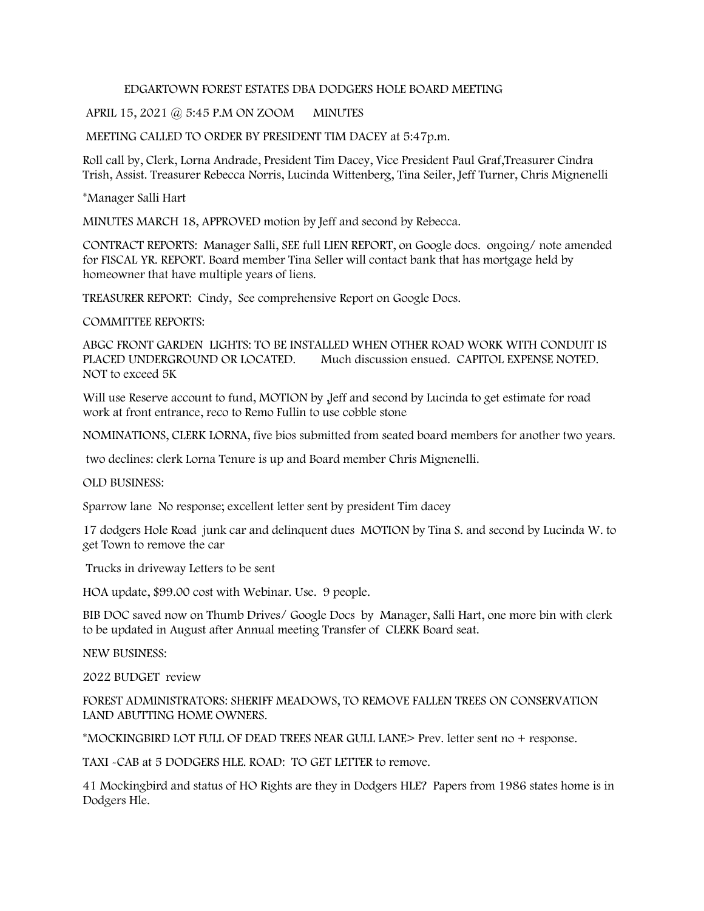EDGARTOWN FOREST ESTATES DBA DODGERS HOLE BOARD MEETING

APRIL 15, 2021 @ 5:45 P.M ON ZOOM      MINUTES

MEETING CALLED TO ORDER BY PRESIDENT TIM DACEY at 5:47p.m.

Roll call by, Clerk, Lorna Andrade, President Tim Dacey, Vice President Paul Graf,Treasurer Cindra Trish, Assist. Treasurer Rebecca Norris, Lucinda Wittenberg, Tina Seiler, Jeff Turner, Chris Mignenelli

*Manager Salli Hart

MINUTES MARCH 18, APPROVED motion by Jeff and second by Rebecca.

CONTRACT REPORTS: Manager Salli, SEE full LIEN REPORT, on Google docs. ongoing/ note amended for FISCAL YR. REPORT. Board member Tina Seller will contact bank that has mortgage held by homeowner that have multiple years of liens.

TREASURER REPORT: Cindy, See comprehensive Report on Google Docs.

COMMITTEE REPORTS:

ABGC FRONT GARDEN LIGHTS: TO BE INSTALLED WHEN OTHER ROAD WORK WITH CONDUIT IS PLACED UNDERGROUND OR LOCATED.     Much discussion ensued. CAPITOL EXPENSE NOTED. NOT to exceed 5K

Will use Reserve account to fund, MOTION by ,Jeff and second by Lucinda to get estimate for road work at front entrance, reco to Remo Fullin to use cobble stone

NOMINATIONS, CLERK LORNA, five bios submitted from seated board members for another two years.

two declines: clerk Lorna Tenure is up and Board member Chris Mignenelli.

OLD BUSINESS:

Sparrow lane No response; excellent letter sent by president Tim dacey

17 dodgers Hole Road junk car and delinquent dues MOTION by Tina S. and second by Lucinda W. to get Town to remove the car

Trucks in driveway Letters to be sent

HOA update, $99.00 cost with Webinar. Use. 9 people.

BIB DOC saved now on Thumb Drives/ Google Docs by Manager, Salli Hart, one more bin with clerk to be updated in August after Annual meeting Transfer of CLERK Board seat.

NEW BUSINESS:

2022 BUDGET review

FOREST ADMINISTRATORS: SHERIFF MEADOWS, TO REMOVE FALLEN TREES ON CONSERVATION LAND ABUTTING HOME OWNERS.

*MOCKINGBIRD LOT FULL OF DEAD TREES NEAR GULL LANE> Prev. letter sent no + response.

TAXI -CAB at 5 DODGERS HLE. ROAD: TO GET LETTER to remove.

41 Mockingbird and status of HO Rights are they in Dodgers HLE? Papers from 1986 states home is in Dodgers Hle.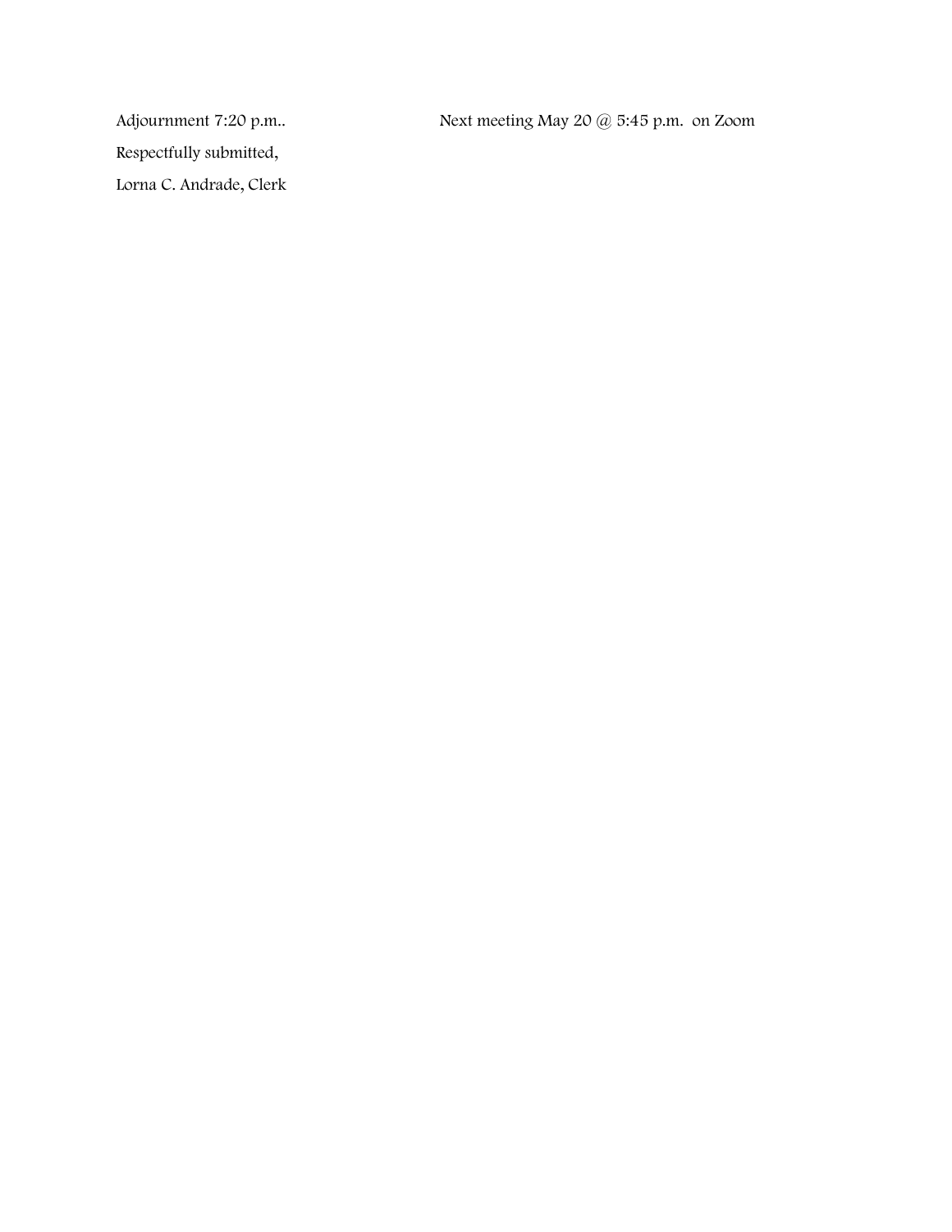Adjournment 7:20 p.m..        Next meeting May 20 @ 5:45 p.m.  on Zoom

Respectfully submitted,

Lorna C. Andrade, Clerk